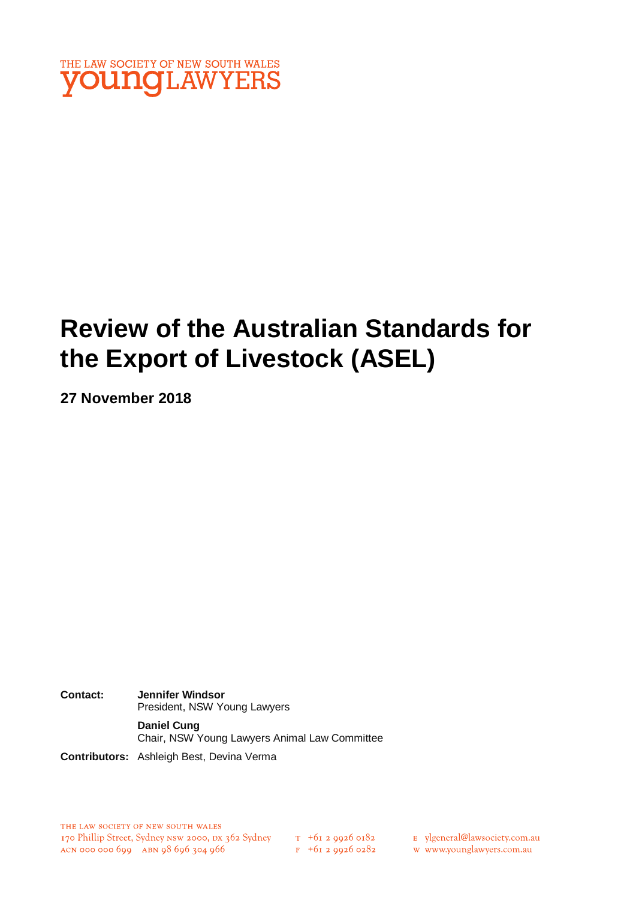THE LAW SOCIETY OF NEW SOUTH WALES
youngLAWYERS

# Review of the Australian Standards for the Export of Livestock (ASEL)

**27 November 2018**

**Contact:** **Jennifer Windsor**
President, NSW Young Lawyers

**Daniel Cung**
Chair, NSW Young Lawyers Animal Law Committee

**Contributors:** Ashleigh Best, Devina Verma

THE LAW SOCIETY OF NEW SOUTH WALES
170 Phillip Street, Sydney NSW 2000, DX 362 Sydney
ACN 000 000 699 ABN 98 696 304 966

T +61 2 9926 0182
F +61 2 9926 0282

E ylgeneral@lawsociety.com.au
W www.younglawyers.com.au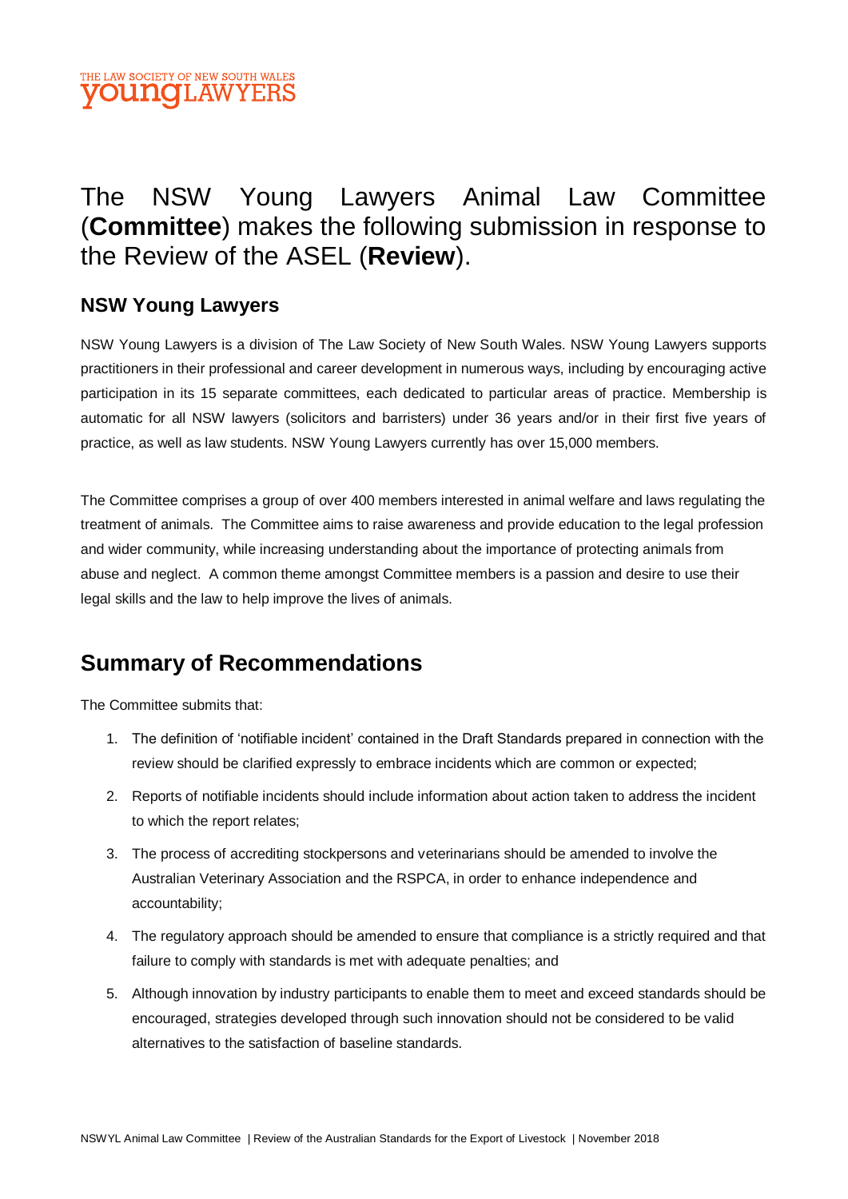The NSW Young Lawyers Animal Law Committee (**Committee**) makes the following submission in response to the Review of the ASEL (**Review**).

## NSW Young Lawyers

NSW Young Lawyers is a division of The Law Society of New South Wales. NSW Young Lawyers supports practitioners in their professional and career development in numerous ways, including by encouraging active participation in its 15 separate committees, each dedicated to particular areas of practice. Membership is automatic for all NSW lawyers (solicitors and barristers) under 36 years and/or in their first five years of practice, as well as law students. NSW Young Lawyers currently has over 15,000 members.

The Committee comprises a group of over 400 members interested in animal welfare and laws regulating the treatment of animals. The Committee aims to raise awareness and provide education to the legal profession and wider community, while increasing understanding about the importance of protecting animals from abuse and neglect. A common theme amongst Committee members is a passion and desire to use their legal skills and the law to help improve the lives of animals.

## Summary of Recommendations

The Committee submits that:

1. The definition of 'notifiable incident' contained in the Draft Standards prepared in connection with the review should be clarified expressly to embrace incidents which are common or expected;
2. Reports of notifiable incidents should include information about action taken to address the incident to which the report relates;
3. The process of accrediting stockpersons and veterinarians should be amended to involve the Australian Veterinary Association and the RSPCA, in order to enhance independence and accountability;
4. The regulatory approach should be amended to ensure that compliance is a strictly required and that failure to comply with standards is met with adequate penalties; and
5. Although innovation by industry participants to enable them to meet and exceed standards should be encouraged, strategies developed through such innovation should not be considered to be valid alternatives to the satisfaction of baseline standards.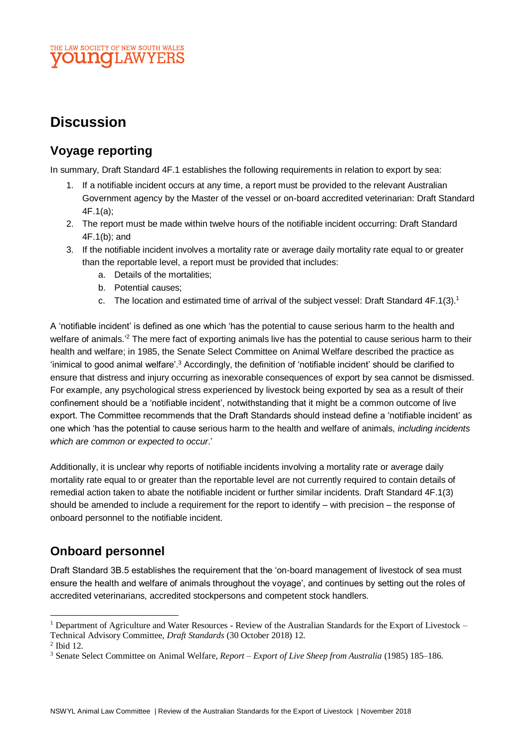# Discussion

## Voyage reporting

In summary, Draft Standard 4F.1 establishes the following requirements in relation to export by sea:

1. If a notifiable incident occurs at any time, a report must be provided to the relevant Australian Government agency by the Master of the vessel or on-board accredited veterinarian: Draft Standard 4F.1(a);
2. The report must be made within twelve hours of the notifiable incident occurring: Draft Standard 4F.1(b); and
3. If the notifiable incident involves a mortality rate or average daily mortality rate equal to or greater than the reportable level, a report must be provided that includes:
   a. Details of the mortalities;
   b. Potential causes;
   c. The location and estimated time of arrival of the subject vessel: Draft Standard 4F.1(3).[1]

A 'notifiable incident' is defined as one which 'has the potential to cause serious harm to the health and welfare of animals.'[2] The mere fact of exporting animals live has the potential to cause serious harm to their health and welfare; in 1985, the Senate Select Committee on Animal Welfare described the practice as 'inimical to good animal welfare'.[3] Accordingly, the definition of 'notifiable incident' should be clarified to ensure that distress and injury occurring as inexorable consequences of export by sea cannot be dismissed. For example, any psychological stress experienced by livestock being exported by sea as a result of their confinement should be a 'notifiable incident', notwithstanding that it might be a common outcome of live export. The Committee recommends that the Draft Standards should instead define a 'notifiable incident' as one which 'has the potential to cause serious harm to the health and welfare of animals, *including incidents which are common or expected to occur*.'

Additionally, it is unclear why reports of notifiable incidents involving a mortality rate or average daily mortality rate equal to or greater than the reportable level are not currently required to contain details of remedial action taken to abate the notifiable incident or further similar incidents. Draft Standard 4F.1(3) should be amended to include a requirement for the report to identify – with precision – the response of onboard personnel to the notifiable incident.

## Onboard personnel

Draft Standard 3B.5 establishes the requirement that the 'on-board management of livestock of sea must ensure the health and welfare of animals throughout the voyage', and continues by setting out the roles of accredited veterinarians, accredited stockpersons and competent stock handlers.

[1] Department of Agriculture and Water Resources - Review of the Australian Standards for the Export of Livestock – Technical Advisory Committee, *Draft Standards* (30 October 2018) 12.

[2] Ibid 12.

[3] Senate Select Committee on Animal Welfare, *Report – Export of Live Sheep from Australia* (1985) 185–186.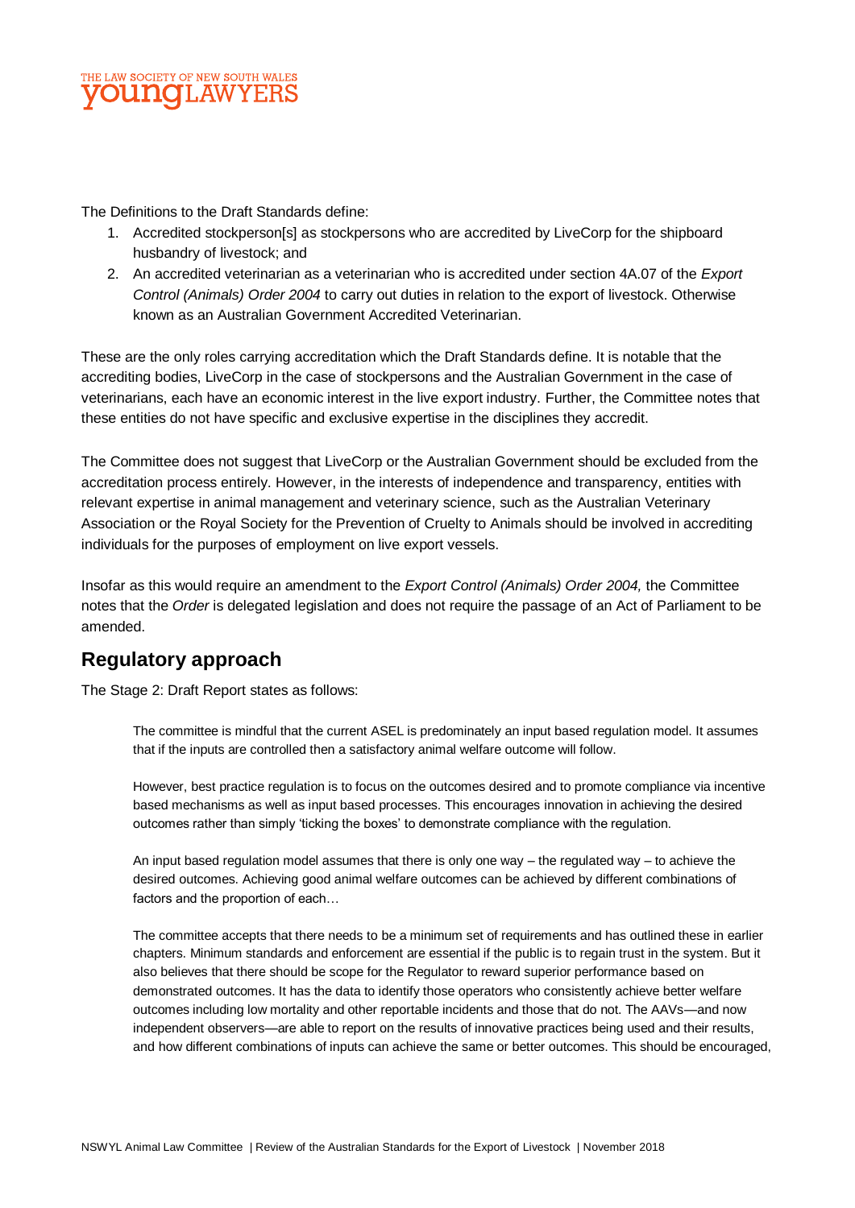The Definitions to the Draft Standards define:

1. Accredited stockperson[s] as stockpersons who are accredited by LiveCorp for the shipboard husbandry of livestock; and
2. An accredited veterinarian as a veterinarian who is accredited under section 4A.07 of the *Export Control (Animals) Order 2004* to carry out duties in relation to the export of livestock. Otherwise known as an Australian Government Accredited Veterinarian.

These are the only roles carrying accreditation which the Draft Standards define. It is notable that the accrediting bodies, LiveCorp in the case of stockpersons and the Australian Government in the case of veterinarians, each have an economic interest in the live export industry. Further, the Committee notes that these entities do not have specific and exclusive expertise in the disciplines they accredit.

The Committee does not suggest that LiveCorp or the Australian Government should be excluded from the accreditation process entirely. However, in the interests of independence and transparency, entities with relevant expertise in animal management and veterinary science, such as the Australian Veterinary Association or the Royal Society for the Prevention of Cruelty to Animals should be involved in accrediting individuals for the purposes of employment on live export vessels.

Insofar as this would require an amendment to the *Export Control (Animals) Order 2004,* the Committee notes that the *Order* is delegated legislation and does not require the passage of an Act of Parliament to be amended.

## Regulatory approach

The Stage 2: Draft Report states as follows:

> The committee is mindful that the current ASEL is predominately an input based regulation model. It assumes that if the inputs are controlled then a satisfactory animal welfare outcome will follow.
>
> However, best practice regulation is to focus on the outcomes desired and to promote compliance via incentive based mechanisms as well as input based processes. This encourages innovation in achieving the desired outcomes rather than simply 'ticking the boxes' to demonstrate compliance with the regulation.
>
> An input based regulation model assumes that there is only one way – the regulated way – to achieve the desired outcomes. Achieving good animal welfare outcomes can be achieved by different combinations of factors and the proportion of each…
>
> The committee accepts that there needs to be a minimum set of requirements and has outlined these in earlier chapters. Minimum standards and enforcement are essential if the public is to regain trust in the system. But it also believes that there should be scope for the Regulator to reward superior performance based on demonstrated outcomes. It has the data to identify those operators who consistently achieve better welfare outcomes including low mortality and other reportable incidents and those that do not. The AAVs—and now independent observers—are able to report on the results of innovative practices being used and their results, and how different combinations of inputs can achieve the same or better outcomes. This should be encouraged,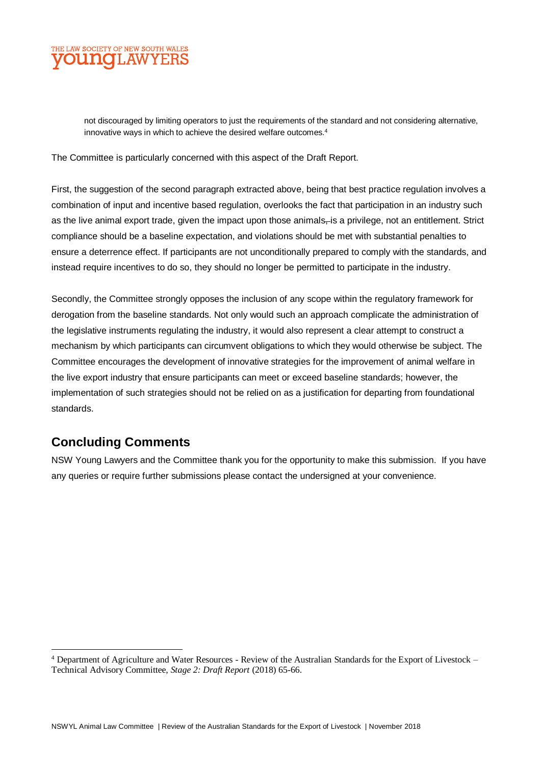> not discouraged by limiting operators to just the requirements of the standard and not considering alternative, innovative ways in which to achieve the desired welfare outcomes.[4]

The Committee is particularly concerned with this aspect of the Draft Report.

First, the suggestion of the second paragraph extracted above, being that best practice regulation involves a combination of input and incentive based regulation, overlooks the fact that participation in an industry such as the live animal export trade, given the impact upon those animals, is a privilege, not an entitlement. Strict compliance should be a baseline expectation, and violations should be met with substantial penalties to ensure a deterrence effect. If participants are not unconditionally prepared to comply with the standards, and instead require incentives to do so, they should no longer be permitted to participate in the industry.

Secondly, the Committee strongly opposes the inclusion of any scope within the regulatory framework for derogation from the baseline standards. Not only would such an approach complicate the administration of the legislative instruments regulating the industry, it would also represent a clear attempt to construct a mechanism by which participants can circumvent obligations to which they would otherwise be subject. The Committee encourages the development of innovative strategies for the improvement of animal welfare in the live export industry that ensure participants can meet or exceed baseline standards; however, the implementation of such strategies should not be relied on as a justification for departing from foundational standards.

## Concluding Comments

NSW Young Lawyers and the Committee thank you for the opportunity to make this submission. If you have any queries or require further submissions please contact the undersigned at your convenience.

[4] Department of Agriculture and Water Resources - Review of the Australian Standards for the Export of Livestock – Technical Advisory Committee, *Stage 2: Draft Report* (2018) 65-66.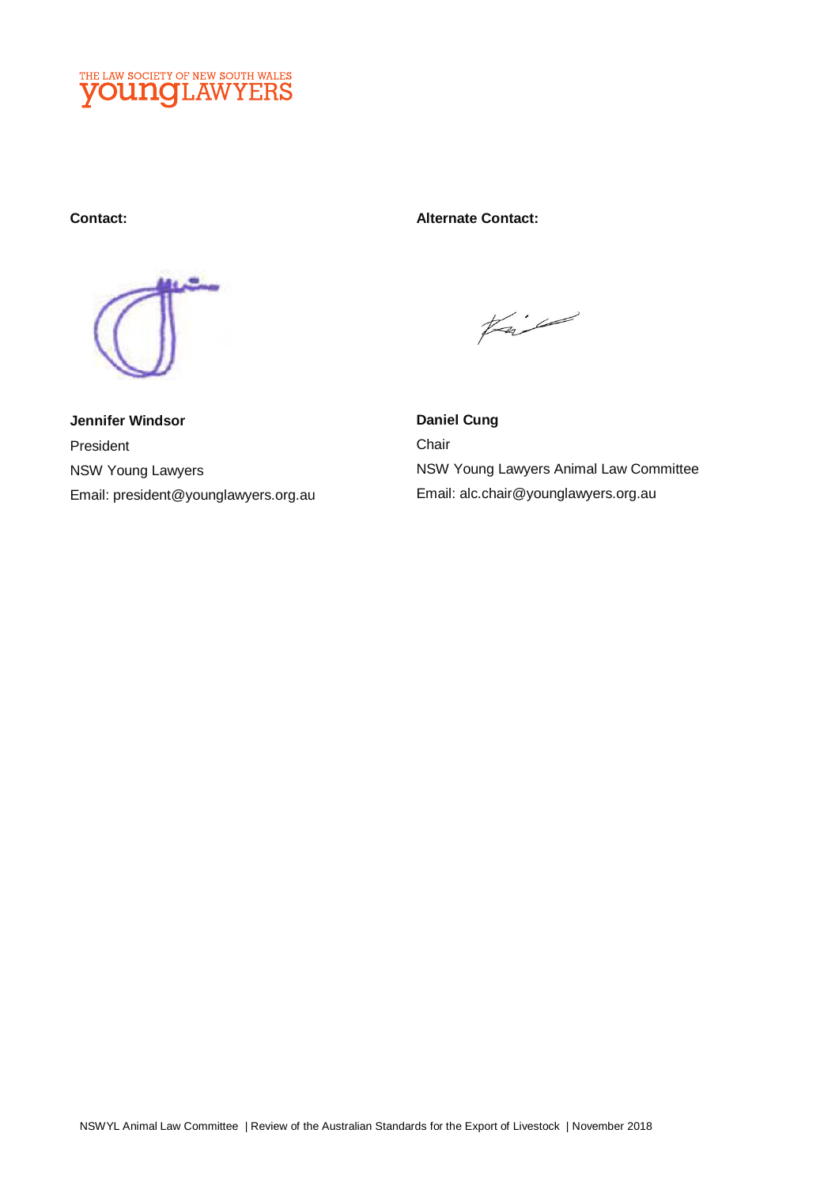**Contact:**

**Jennifer Windsor**
President
NSW Young Lawyers
Email: president@younglawyers.org.au

**Alternate Contact:**

**Daniel Cung**
Chair
NSW Young Lawyers Animal Law Committee
Email: alc.chair@younglawyers.org.au